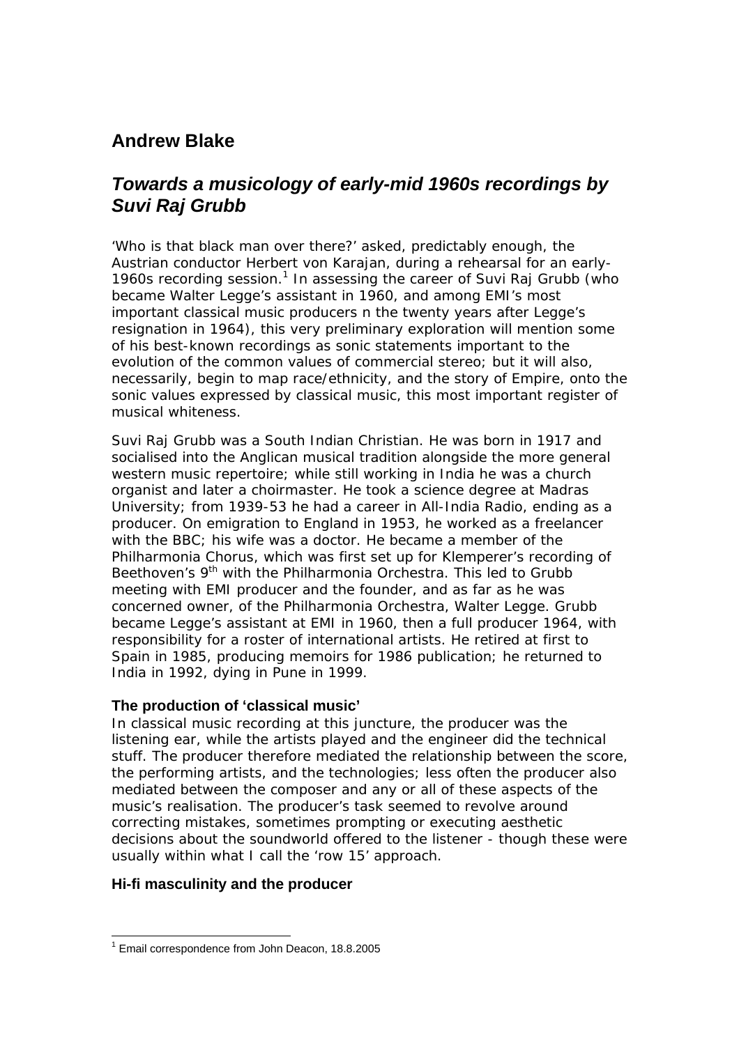## Andrew Blake

# *Towards a musicology of early-mid 1960s recordings by Suvi Raj Grubb*

'Who is that black man over there?' asked, predictably enough, the Austrian conductor Herbert von Karajan, during a rehearsal for an early-1960s recording session.[1] In assessing the career of Suvi Raj Grubb (who became Walter Legge's assistant in 1960, and among EMI's most important classical music producers n the twenty years after Legge's resignation in 1964), this very preliminary exploration will mention some of his best-known recordings as sonic statements important to the evolution of the common values of commercial stereo; but it will also, necessarily, begin to map race/ethnicity, and the story of Empire, onto the sonic values expressed by classical music, this most important register of musical whiteness.

Suvi Raj Grubb was a South Indian Christian. He was born in 1917 and socialised into the Anglican musical tradition alongside the more general western music repertoire; while still working in India he was a church organist and later a choirmaster. He took a science degree at Madras University; from 1939-53 he had a career in All-India Radio, ending as a producer. On emigration to England in 1953, he worked as a freelancer with the BBC; his wife was a doctor. He became a member of the Philharmonia Chorus, which was first set up for Klemperer's recording of Beethoven's 9th with the Philharmonia Orchestra. This led to Grubb meeting with EMI producer and the founder, and as far as he was concerned owner, of the Philharmonia Orchestra, Walter Legge. Grubb became Legge's assistant at EMI in 1960, then a full producer 1964, with responsibility for a roster of international artists. He retired at first to Spain in 1985, producing memoirs for 1986 publication; he returned to India in 1992, dying in Pune in 1999.

### The production of 'classical music'

In classical music recording at this juncture, the producer was the listening ear, while the artists played and the engineer did the technical stuff. The producer therefore mediated the relationship between the score, the performing artists, and the technologies; less often the producer also mediated between the composer and any or all of these aspects of the music's realisation. The producer's task seemed to revolve around correcting mistakes, sometimes prompting or executing aesthetic decisions about the soundworld offered to the listener - though these were usually within what I call the 'row 15' approach.

### Hi-fi masculinity and the producer

[1] Email correspondence from John Deacon, 18.8.2005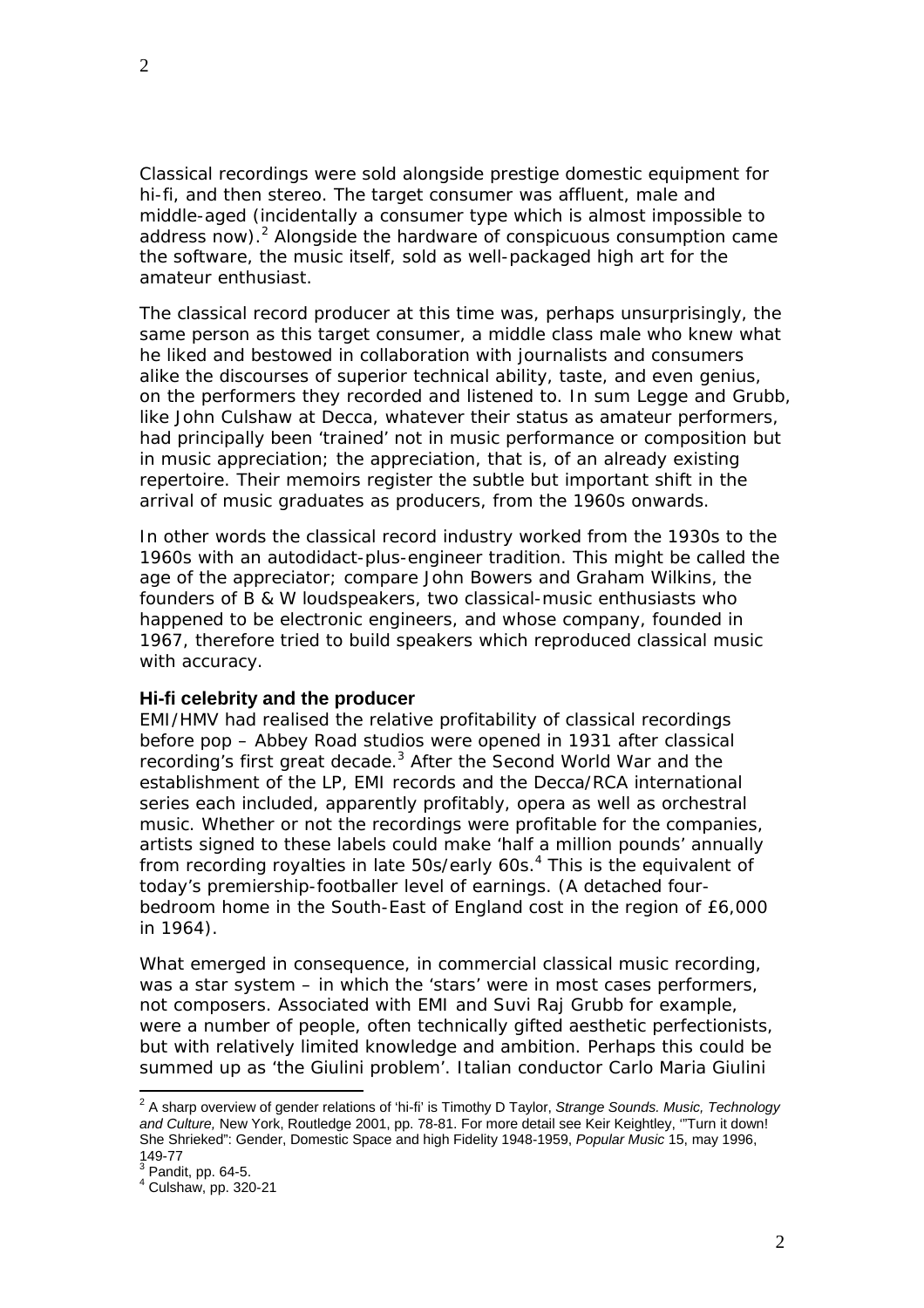Classical recordings were sold alongside prestige domestic equipment for hi-fi, and then stereo. The target consumer was affluent, male and middle-aged (incidentally a consumer type which is almost impossible to address now).[2] Alongside the hardware of conspicuous consumption came the software, the music itself, sold as well-packaged high art for the amateur enthusiast.

The classical record producer at this time was, perhaps unsurprisingly, the same person as this target consumer, a middle class male who knew what he liked and bestowed in collaboration with journalists and consumers alike the discourses of superior technical ability, taste, and even genius, on the performers they recorded and listened to. In sum Legge and Grubb, like John Culshaw at Decca, whatever their status as amateur performers, had principally been 'trained' not in music performance or composition but in music appreciation; the appreciation, that is, of an already existing repertoire. Their memoirs register the subtle but important shift in the arrival of music graduates as producers, from the 1960s onwards.

In other words the classical record industry worked from the 1930s to the 1960s with an autodidact-plus-engineer tradition. This might be called the age of the appreciator; compare John Bowers and Graham Wilkins, the founders of B & W loudspeakers, two classical-music enthusiasts who happened to be electronic engineers, and whose company, founded in 1967, therefore tried to build speakers which reproduced classical music with accuracy.

### Hi-fi celebrity and the producer

EMI/HMV had realised the relative profitability of classical recordings before pop – Abbey Road studios were opened in 1931 after classical recording's first great decade.[3] After the Second World War and the establishment of the LP, EMI records and the Decca/RCA international series each included, apparently profitably, opera as well as orchestral music. Whether or not the recordings were profitable for the companies, artists signed to these labels could make 'half a million pounds' annually from recording royalties in late 50s/early 60s.[4] This is the equivalent of today's premiership-footballer level of earnings. (A detached four-bedroom home in the South-East of England cost in the region of £6,000 in 1964).

What emerged in consequence, in commercial classical music recording, was a star system – in which the 'stars' were in most cases performers, not composers. Associated with EMI and Suvi Raj Grubb for example, were a number of people, often technically gifted aesthetic perfectionists, but with relatively limited knowledge and ambition. Perhaps this could be summed up as 'the Giulini problem'. Italian conductor Carlo Maria Giulini

---

[2] A sharp overview of gender relations of 'hi-fi' is Timothy D Taylor, *Strange Sounds. Music, Technology and Culture,* New York, Routledge 2001, pp. 78-81. For more detail see Keir Keightley, '"Turn it down! She Shrieked": Gender, Domestic Space and high Fidelity 1948-1959, *Popular Music* 15, may 1996, 149-77

[3] Pandit, pp. 64-5.

[4] Culshaw, pp. 320-21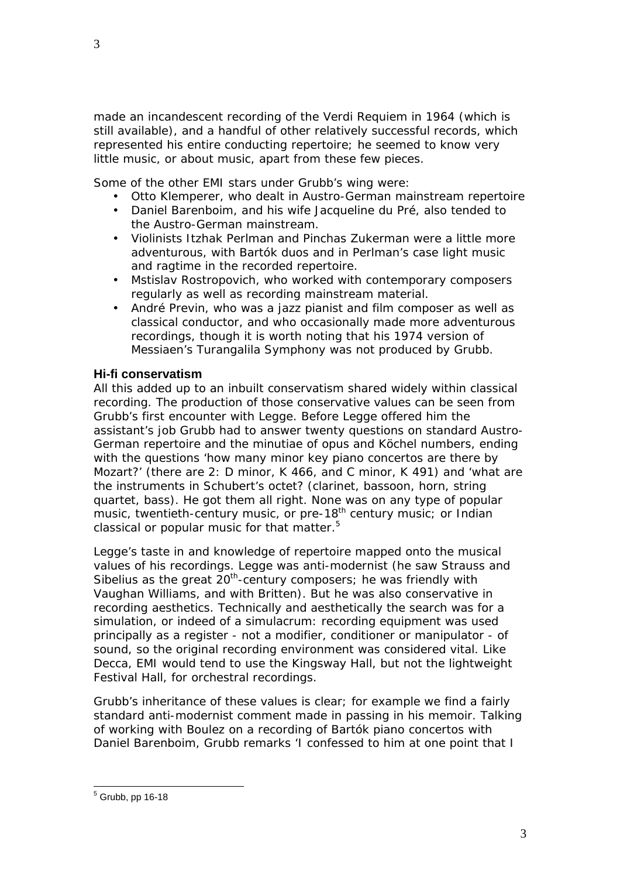made an incandescent recording of the Verdi Requiem in 1964 (which is still available), and a handful of other relatively successful records, which represented his entire conducting repertoire; he seemed to know very little music, or about music, apart from these few pieces.

Some of the other EMI stars under Grubb's wing were:

- Otto Klemperer, who dealt in Austro-German mainstream repertoire
- Daniel Barenboim, and his wife Jacqueline du Pré, also tended to the Austro-German mainstream.
- Violinists Itzhak Perlman and Pinchas Zukerman were a little more adventurous, with Bartók duos and in Perlman's case light music and ragtime in the recorded repertoire.
- Mstislav Rostropovich, who worked with contemporary composers regularly as well as recording mainstream material.
- André Previn, who was a jazz pianist and film composer as well as classical conductor, and who occasionally made more adventurous recordings, though it is worth noting that his 1974 version of Messiaen's Turangalila Symphony was not produced by Grubb.

### Hi-fi conservatism

All this added up to an inbuilt conservatism shared widely within classical recording. The production of those conservative values can be seen from Grubb's first encounter with Legge. Before Legge offered him the assistant's job Grubb had to answer twenty questions on standard Austro-German repertoire and the minutiae of opus and Köchel numbers, ending with the questions 'how many minor key piano concertos are there by Mozart?' (there are 2: D minor, K 466, and C minor, K 491) and 'what are the instruments in Schubert's octet? (clarinet, bassoon, horn, string quartet, bass). He got them all right. None was on any type of popular music, twentieth-century music, or pre-18th century music; or Indian classical or popular music for that matter.[5]

Legge's taste in and knowledge of repertoire mapped onto the musical values of his recordings. Legge was anti-modernist (he saw Strauss and Sibelius as the great 20th-century composers; he was friendly with Vaughan Williams, and with Britten). But he was also conservative in recording aesthetics. Technically and aesthetically the search was for a simulation, or indeed of a simulacrum: recording equipment was used principally as a register - not a modifier, conditioner or manipulator - of sound, so the original recording environment was considered vital. Like Decca, EMI would tend to use the Kingsway Hall, but not the lightweight Festival Hall, for orchestral recordings.

Grubb's inheritance of these values is clear; for example we find a fairly standard anti-modernist comment made in passing in his memoir. Talking of working with Boulez on a recording of Bartók piano concertos with Daniel Barenboim, Grubb remarks 'I confessed to him at one point that I

[5] Grubb, pp 16-18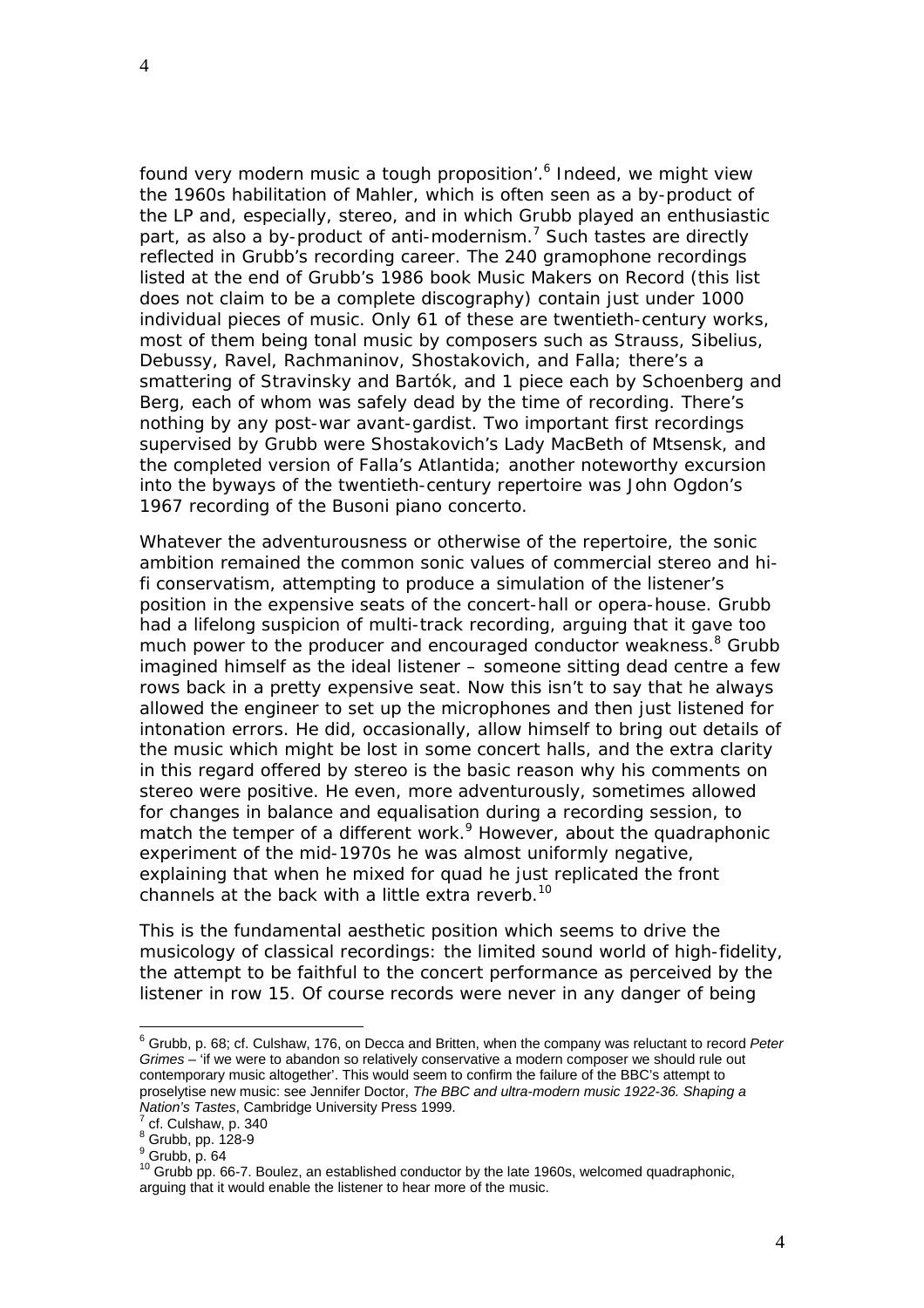found very modern music a tough proposition'.[6] Indeed, we might view the 1960s habilitation of Mahler, which is often seen as a by-product of the LP and, especially, stereo, and in which Grubb played an enthusiastic part, as also a by-product of anti-modernism.[7] Such tastes are directly reflected in Grubb's recording career. The 240 gramophone recordings listed at the end of Grubb's 1986 book Music Makers on Record (this list does not claim to be a complete discography) contain just under 1000 individual pieces of music. Only 61 of these are twentieth-century works, most of them being tonal music by composers such as Strauss, Sibelius, Debussy, Ravel, Rachmaninov, Shostakovich, and Falla; there's a smattering of Stravinsky and Bartók, and 1 piece each by Schoenberg and Berg, each of whom was safely dead by the time of recording. There's nothing by any post-war avant-gardist. Two important first recordings supervised by Grubb were Shostakovich's Lady MacBeth of Mtsensk, and the completed version of Falla's Atlantida; another noteworthy excursion into the byways of the twentieth-century repertoire was John Ogdon's 1967 recording of the Busoni piano concerto.

Whatever the adventurousness or otherwise of the repertoire, the sonic ambition remained the common sonic values of commercial stereo and hi-fi conservatism, attempting to produce a simulation of the listener's position in the expensive seats of the concert-hall or opera-house. Grubb had a lifelong suspicion of multi-track recording, arguing that it gave too much power to the producer and encouraged conductor weakness.[8] Grubb imagined himself as the ideal listener – someone sitting dead centre a few rows back in a pretty expensive seat. Now this isn't to say that he always allowed the engineer to set up the microphones and then just listened for intonation errors. He did, occasionally, allow himself to bring out details of the music which might be lost in some concert halls, and the extra clarity in this regard offered by stereo is the basic reason why his comments on stereo were positive. He even, more adventurously, sometimes allowed for changes in balance and equalisation during a recording session, to match the temper of a different work.[9] However, about the quadraphonic experiment of the mid-1970s he was almost uniformly negative, explaining that when he mixed for quad he just replicated the front channels at the back with a little extra reverb.[10]

This is the fundamental aesthetic position which seems to drive the musicology of classical recordings: the limited sound world of high-fidelity, the attempt to be faithful to the concert performance as perceived by the listener in row 15. Of course records were never in any danger of being

---

[6] Grubb, p. 68; cf. Culshaw, 176, on Decca and Britten, when the company was reluctant to record *Peter Grimes* – 'if we were to abandon so relatively conservative a modern composer we should rule out contemporary music altogether'. This would seem to confirm the failure of the BBC's attempt to proselytise new music: see Jennifer Doctor, *The BBC and ultra-modern music 1922-36. Shaping a Nation's Tastes*, Cambridge University Press 1999.

[7] cf. Culshaw, p. 340

[8] Grubb, pp. 128-9

[9] Grubb, p. 64

[10] Grubb pp. 66-7. Boulez, an established conductor by the late 1960s, welcomed quadraphonic, arguing that it would enable the listener to hear more of the music.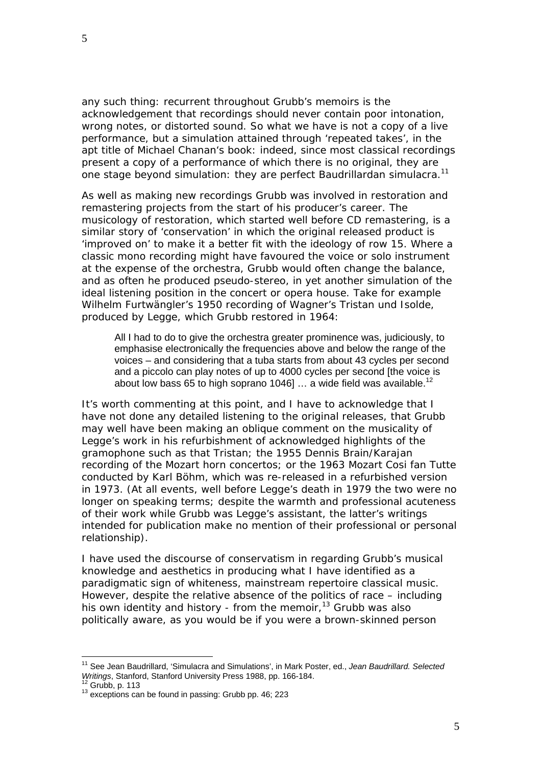any such thing: recurrent throughout Grubb's memoirs is the acknowledgement that recordings should never contain poor intonation, wrong notes, or distorted sound. So what we have is not a copy of a live performance, but a simulation attained through 'repeated takes', in the apt title of Michael Chanan's book: indeed, since most classical recordings present a copy of a performance of which there is no original, they are one stage beyond simulation: they are perfect Baudrillardan simulacra.[11]

As well as making new recordings Grubb was involved in restoration and remastering projects from the start of his producer's career. The musicology of restoration, which started well before CD remastering, is a similar story of 'conservation' in which the original released product is 'improved on' to make it a better fit with the ideology of row 15. Where a classic mono recording might have favoured the voice or solo instrument at the expense of the orchestra, Grubb would often change the balance, and as often he produced pseudo-stereo, in yet another simulation of the ideal listening position in the concert or opera house. Take for example Wilhelm Furtwängler's 1950 recording of Wagner's Tristan und Isolde, produced by Legge, which Grubb restored in 1964:

> All I had to do to give the orchestra greater prominence was, judiciously, to emphasise electronically the frequencies above and below the range of the voices – and considering that a tuba starts from about 43 cycles per second and a piccolo can play notes of up to 4000 cycles per second [the voice is about low bass 65 to high soprano 1046] … a wide field was available.[12]

It's worth commenting at this point, and I have to acknowledge that I have not done any detailed listening to the original releases, that Grubb may well have been making an oblique comment on the musicality of Legge's work in his refurbishment of acknowledged highlights of the gramophone such as that Tristan; the 1955 Dennis Brain/Karajan recording of the Mozart horn concertos; or the 1963 Mozart Cosi fan Tutte conducted by Karl Böhm, which was re-released in a refurbished version in 1973. (At all events, well before Legge's death in 1979 the two were no longer on speaking terms; despite the warmth and professional acuteness of their work while Grubb was Legge's assistant, the latter's writings intended for publication make no mention of their professional or personal relationship).

I have used the discourse of conservatism in regarding Grubb's musical knowledge and aesthetics in producing what I have identified as a paradigmatic sign of whiteness, mainstream repertoire classical music. However, despite the relative absence of the politics of race – including his own identity and history - from the memoir,[13] Grubb was also politically aware, as you would be if you were a brown-skinned person

---

[11] See Jean Baudrillard, 'Simulacra and Simulations', in Mark Poster, ed., *Jean Baudrillard. Selected Writings*, Stanford, Stanford University Press 1988, pp. 166-184.

[12] Grubb, p. 113

[13] exceptions can be found in passing: Grubb pp. 46; 223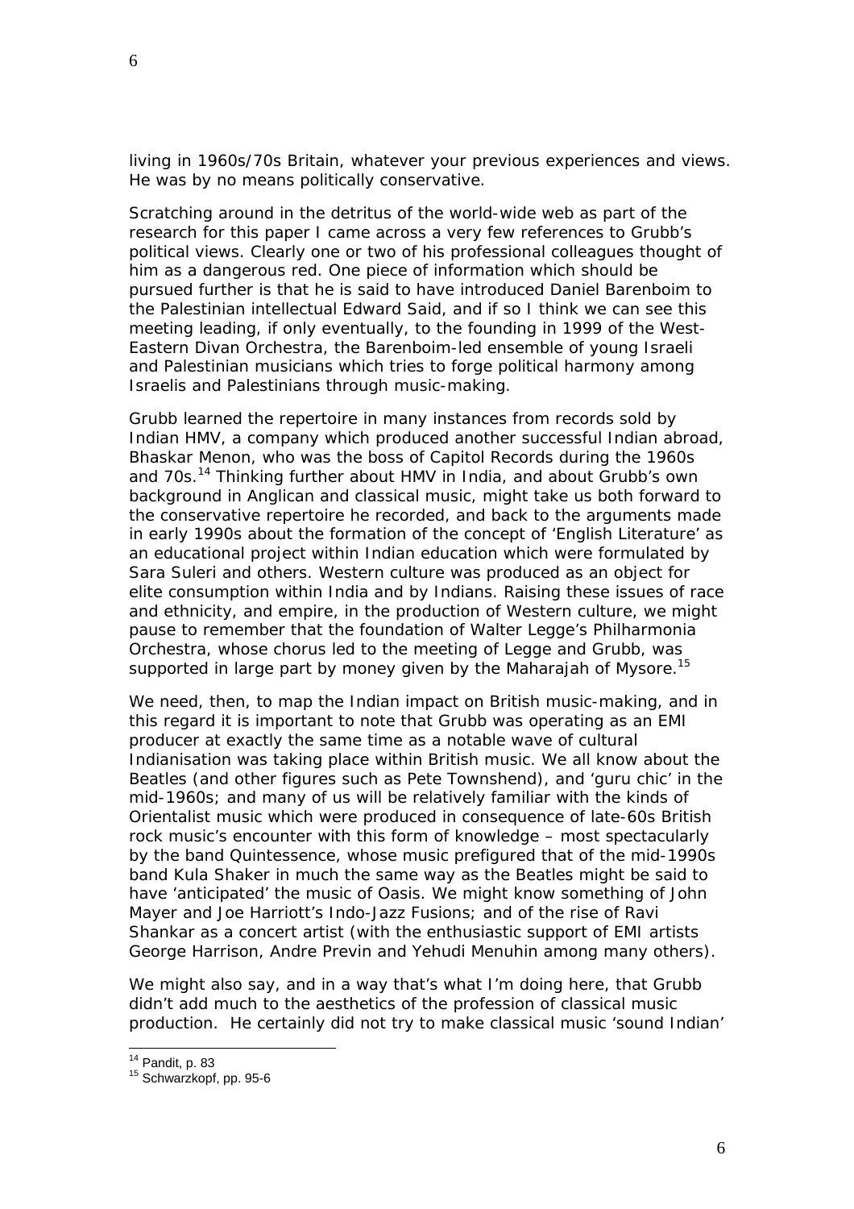living in 1960s/70s Britain, whatever your previous experiences and views. He was by no means politically conservative.

Scratching around in the detritus of the world-wide web as part of the research for this paper I came across a very few references to Grubb's political views. Clearly one or two of his professional colleagues thought of him as a dangerous red. One piece of information which should be pursued further is that he is said to have introduced Daniel Barenboim to the Palestinian intellectual Edward Said, and if so I think we can see this meeting leading, if only eventually, to the founding in 1999 of the West-Eastern Divan Orchestra, the Barenboim-led ensemble of young Israeli and Palestinian musicians which tries to forge political harmony among Israelis and Palestinians through music-making.

Grubb learned the repertoire in many instances from records sold by Indian HMV, a company which produced another successful Indian abroad, Bhaskar Menon, who was the boss of Capitol Records during the 1960s and 70s.[14] Thinking further about HMV in India, and about Grubb's own background in Anglican and classical music, might take us both forward to the conservative repertoire he recorded, and back to the arguments made in early 1990s about the formation of the concept of 'English Literature' as an educational project within Indian education which were formulated by Sara Suleri and others. Western culture was produced as an object for elite consumption within India and by Indians. Raising these issues of race and ethnicity, and empire, in the production of Western culture, we might pause to remember that the foundation of Walter Legge's Philharmonia Orchestra, whose chorus led to the meeting of Legge and Grubb, was supported in large part by money given by the Maharajah of Mysore.[15]

We need, then, to map the Indian impact on British music-making, and in this regard it is important to note that Grubb was operating as an EMI producer at exactly the same time as a notable wave of cultural Indianisation was taking place within British music. We all know about the Beatles (and other figures such as Pete Townshend), and 'guru chic' in the mid-1960s; and many of us will be relatively familiar with the kinds of Orientalist music which were produced in consequence of late-60s British rock music's encounter with this form of knowledge – most spectacularly by the band Quintessence, whose music prefigured that of the mid-1990s band Kula Shaker in much the same way as the Beatles might be said to have 'anticipated' the music of Oasis. We might know something of John Mayer and Joe Harriott's Indo-Jazz Fusions; and of the rise of Ravi Shankar as a concert artist (with the enthusiastic support of EMI artists George Harrison, Andre Previn and Yehudi Menuhin among many others).

We might also say, and in a way that's what I'm doing here, that Grubb didn't add much to the aesthetics of the profession of classical music production. He certainly did not try to make classical music 'sound Indian'

---

[14] Pandit, p. 83

[15] Schwarzkopf, pp. 95-6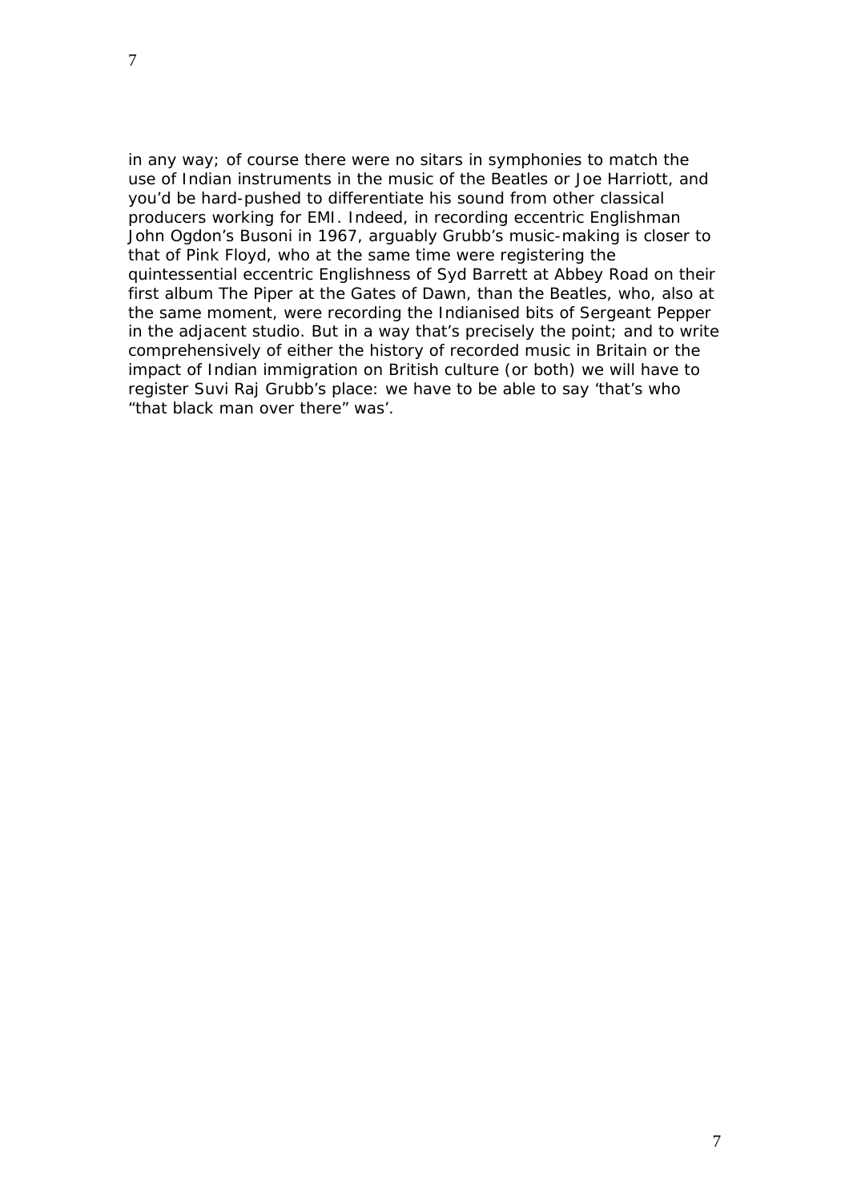in any way; of course there were no sitars in symphonies to match the use of Indian instruments in the music of the Beatles or Joe Harriott, and you'd be hard-pushed to differentiate his sound from other classical producers working for EMI. Indeed, in recording eccentric Englishman John Ogdon's Busoni in 1967, arguably Grubb's music-making is closer to that of Pink Floyd, who at the same time were registering the quintessential eccentric Englishness of Syd Barrett at Abbey Road on their first album The Piper at the Gates of Dawn, than the Beatles, who, also at the same moment, were recording the Indianised bits of Sergeant Pepper in the adjacent studio. But in a way that's precisely the point; and to write comprehensively of either the history of recorded music in Britain or the impact of Indian immigration on British culture (or both) we will have to register Suvi Raj Grubb's place: we have to be able to say 'that's who "that black man over there" was'.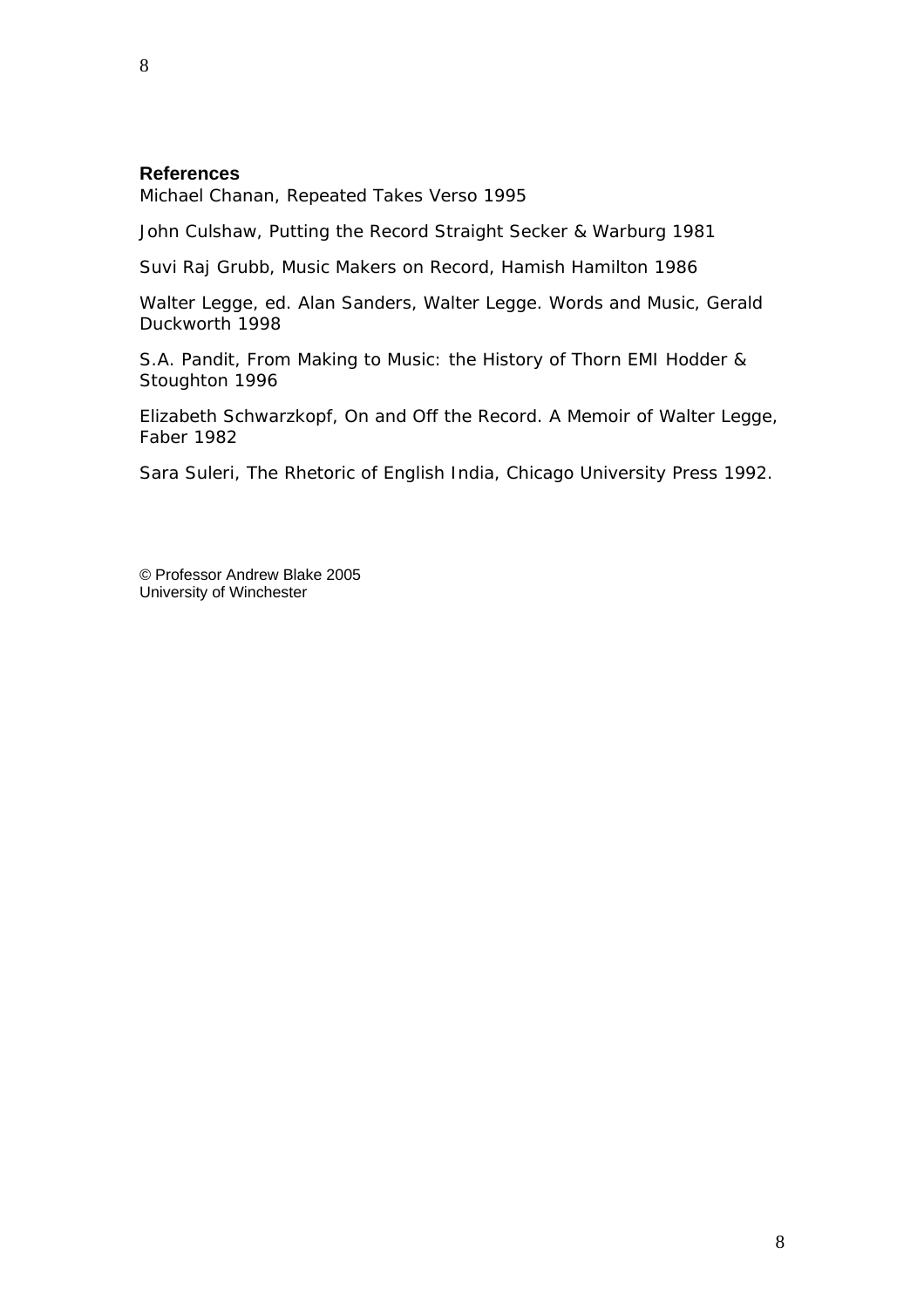## References

Michael Chanan, Repeated Takes Verso 1995

John Culshaw, Putting the Record Straight Secker & Warburg 1981

Suvi Raj Grubb, Music Makers on Record, Hamish Hamilton 1986

Walter Legge, ed. Alan Sanders, Walter Legge. Words and Music, Gerald Duckworth 1998

S.A. Pandit, From Making to Music: the History of Thorn EMI Hodder & Stoughton 1996

Elizabeth Schwarzkopf, On and Off the Record. A Memoir of Walter Legge, Faber 1982

Sara Suleri, The Rhetoric of English India, Chicago University Press 1992.

© Professor Andrew Blake 2005
University of Winchester